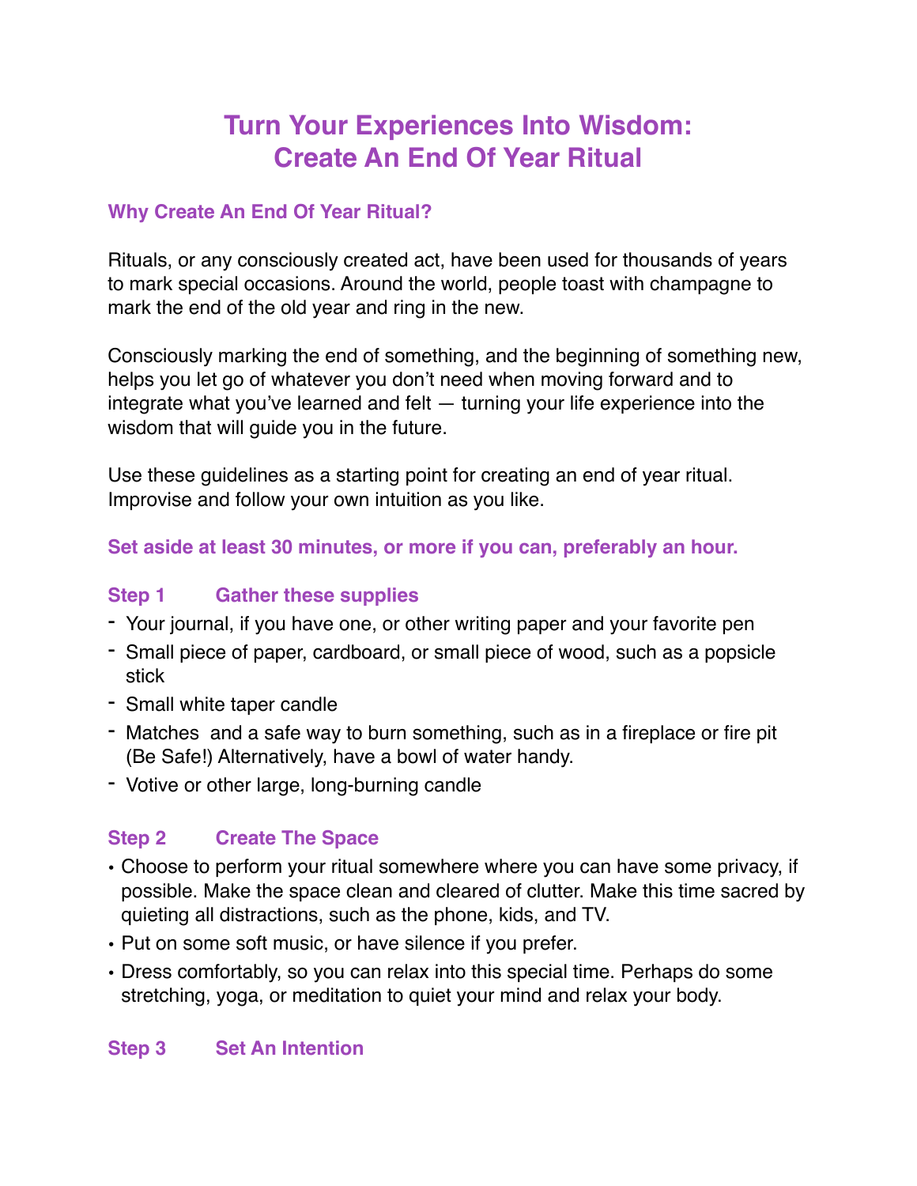# Turn Your Experiences Into Wisdom: Create An End Of Year Ritual

## Why Create An End Of Year Ritual?

Rituals, or any consciously created act, have been used for thousands of years to mark special occasions. Around the world, people toast with champagne to mark the end of the old year and ring in the new.

Consciously marking the end of something, and the beginning of something new, helps you let go of whatever you don't need when moving forward and to integrate what you've learned and felt — turning your life experience into the wisdom that will guide you in the future.

Use these guidelines as a starting point for creating an end of year ritual. Improvise and follow your own intuition as you like.

**Set aside at least 30 minutes, or more if you can, preferably an hour.**

## Step 1 Gather these supplies

- Your journal, if you have one, or other writing paper and your favorite pen
- Small piece of paper, cardboard, or small piece of wood, such as a popsicle stick
- Small white taper candle
- Matches and a safe way to burn something, such as in a fireplace or fire pit (Be Safe!) Alternatively, have a bowl of water handy.
- Votive or other large, long-burning candle

## Step 2 Create The Space

- Choose to perform your ritual somewhere where you can have some privacy, if possible. Make the space clean and cleared of clutter. Make this time sacred by quieting all distractions, such as the phone, kids, and TV.
- Put on some soft music, or have silence if you prefer.
- Dress comfortably, so you can relax into this special time. Perhaps do some stretching, yoga, or meditation to quiet your mind and relax your body.

## Step 3 Set An Intention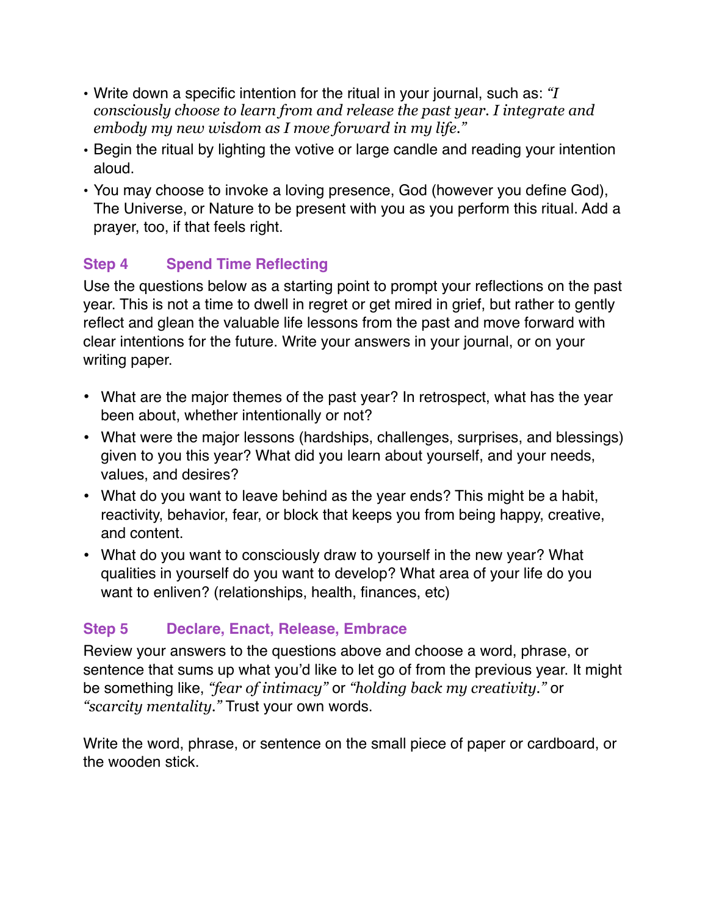- Write down a specific intention for the ritual in your journal, such as: *"I consciously choose to learn from and release the past year. I integrate and embody my new wisdom as I move forward in my life."*
- Begin the ritual by lighting the votive or large candle and reading your intention aloud.
- You may choose to invoke a loving presence, God (however you define God), The Universe, or Nature to be present with you as you perform this ritual. Add a prayer, too, if that feels right.

## Step 4 Spend Time Reflecting

Use the questions below as a starting point to prompt your reflections on the past year. This is not a time to dwell in regret or get mired in grief, but rather to gently reflect and glean the valuable life lessons from the past and move forward with clear intentions for the future. Write your answers in your journal, or on your writing paper.

- What are the major themes of the past year? In retrospect, what has the year been about, whether intentionally or not?
- What were the major lessons (hardships, challenges, surprises, and blessings) given to you this year? What did you learn about yourself, and your needs, values, and desires?
- What do you want to leave behind as the year ends? This might be a habit, reactivity, behavior, fear, or block that keeps you from being happy, creative, and content.
- What do you want to consciously draw to yourself in the new year? What qualities in yourself do you want to develop? What area of your life do you want to enliven? (relationships, health, finances, etc)

## Step 5 Declare, Enact, Release, Embrace

Review your answers to the questions above and choose a word, phrase, or sentence that sums up what you'd like to let go of from the previous year. It might be something like, *"fear of intimacy"* or *"holding back my creativity."* or *"scarcity mentality."* Trust your own words.

Write the word, phrase, or sentence on the small piece of paper or cardboard, or the wooden stick.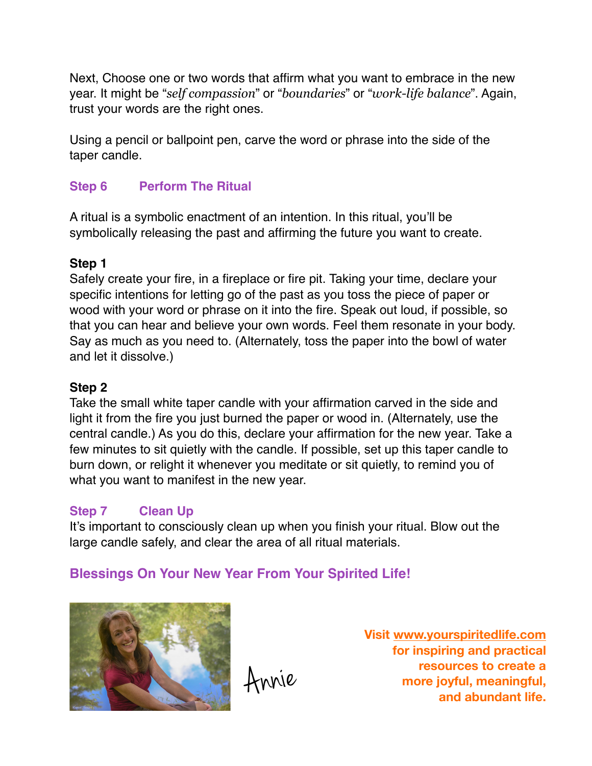Next, Choose one or two words that affirm what you want to embrace in the new year. It might be "*self compassion*" or "*boundaries*" or "*work-life balance*". Again, trust your words are the right ones.

Using a pencil or ballpoint pen, carve the word or phrase into the side of the taper candle.

## Step 6 Perform The Ritual

A ritual is a symbolic enactment of an intention. In this ritual, you'll be symbolically releasing the past and affirming the future you want to create.

### Step 1

Safely create your fire, in a fireplace or fire pit. Taking your time, declare your specific intentions for letting go of the past as you toss the piece of paper or wood with your word or phrase on it into the fire. Speak out loud, if possible, so that you can hear and believe your own words. Feel them resonate in your body. Say as much as you need to. (Alternately, toss the paper into the bowl of water and let it dissolve.)

### Step 2

Take the small white taper candle with your affirmation carved in the side and light it from the fire you just burned the paper or wood in. (Alternately, use the central candle.) As you do this, declare your affirmation for the new year. Take a few minutes to sit quietly with the candle. If possible, set up this taper candle to burn down, or relight it whenever you meditate or sit quietly, to remind you of what you want to manifest in the new year.

## Step 7 Clean Up

It's important to consciously clean up when you finish your ritual. Blow out the large candle safely, and clear the area of all ritual materials.

## Blessings On Your New Year From Your Spirited Life!

Annie

**Visit www.yourspiritedlife.com for inspiring and practical resources to create a more joyful, meaningful, and abundant life.**